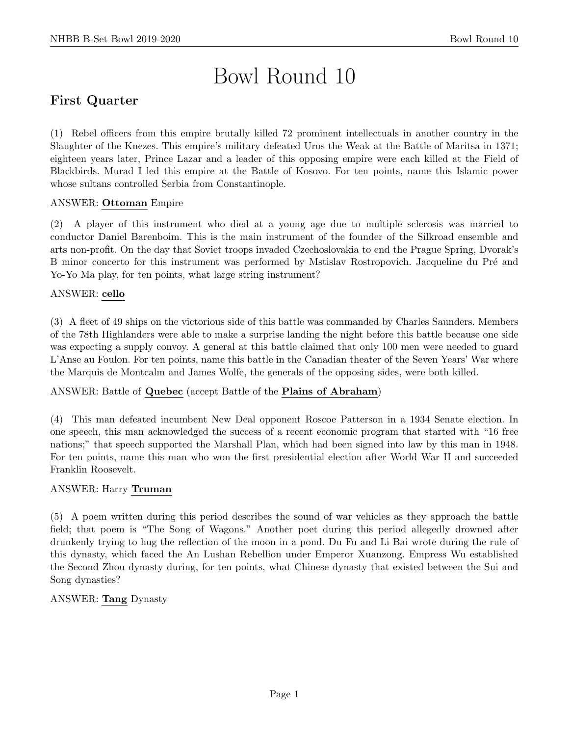# Bowl Round 10

## First Quarter

(1) Rebel officers from this empire brutally killed 72 prominent intellectuals in another country in the Slaughter of the Knezes. This empire's military defeated Uros the Weak at the Battle of Maritsa in 1371; eighteen years later, Prince Lazar and a leader of this opposing empire were each killed at the Field of Blackbirds. Murad I led this empire at the Battle of Kosovo. For ten points, name this Islamic power whose sultans controlled Serbia from Constantinople.

ANSWER: **Ottoman** Empire

(2) A player of this instrument who died at a young age due to multiple sclerosis was married to conductor Daniel Barenboim. This is the main instrument of the founder of the Silkroad ensemble and arts non-profit. On the day that Soviet troops invaded Czechoslovakia to end the Prague Spring, Dvorak's B minor concerto for this instrument was performed by Mstislav Rostropovich. Jacqueline du Pré and Yo-Yo Ma play, for ten points, what large string instrument?

ANSWER: **cello**

(3) A fleet of 49 ships on the victorious side of this battle was commanded by Charles Saunders. Members of the 78th Highlanders were able to make a surprise landing the night before this battle because one side was expecting a supply convoy. A general at this battle claimed that only 100 men were needed to guard L'Anse au Foulon. For ten points, name this battle in the Canadian theater of the Seven Years' War where the Marquis de Montcalm and James Wolfe, the generals of the opposing sides, were both killed.

ANSWER: Battle of **Quebec** (accept Battle of the **Plains of Abraham**)

(4) This man defeated incumbent New Deal opponent Roscoe Patterson in a 1934 Senate election. In one speech, this man acknowledged the success of a recent economic program that started with "16 free nations;" that speech supported the Marshall Plan, which had been signed into law by this man in 1948. For ten points, name this man who won the first presidential election after World War II and succeeded Franklin Roosevelt.

ANSWER: Harry **Truman**

(5) A poem written during this period describes the sound of war vehicles as they approach the battle field; that poem is "The Song of Wagons." Another poet during this period allegedly drowned after drunkenly trying to hug the reflection of the moon in a pond. Du Fu and Li Bai wrote during the rule of this dynasty, which faced the An Lushan Rebellion under Emperor Xuanzong. Empress Wu established the Second Zhou dynasty during, for ten points, what Chinese dynasty that existed between the Sui and Song dynasties?

ANSWER: **Tang** Dynasty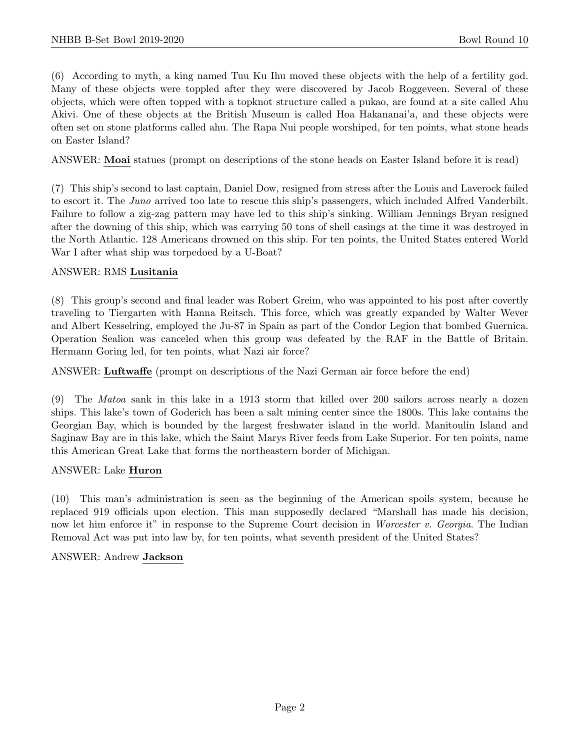(6) According to myth, a king named Tuu Ku Ihu moved these objects with the help of a fertility god. Many of these objects were toppled after they were discovered by Jacob Roggeveen. Several of these objects, which were often topped with a topknot structure called a pukao, are found at a site called Ahu Akivi. One of these objects at the British Museum is called Hoa Hakananai'a, and these objects were often set on stone platforms called ahu. The Rapa Nui people worshiped, for ten points, what stone heads on Easter Island?

ANSWER: **Moai** statues (prompt on descriptions of the stone heads on Easter Island before it is read)

(7) This ship's second to last captain, Daniel Dow, resigned from stress after the Louis and Laverock failed to escort it. The *Juno* arrived too late to rescue this ship's passengers, which included Alfred Vanderbilt. Failure to follow a zig-zag pattern may have led to this ship's sinking. William Jennings Bryan resigned after the downing of this ship, which was carrying 50 tons of shell casings at the time it was destroyed in the North Atlantic. 128 Americans drowned on this ship. For ten points, the United States entered World War I after what ship was torpedoed by a U-Boat?

ANSWER: RMS **Lusitania**

(8) This group's second and final leader was Robert Greim, who was appointed to his post after covertly traveling to Tiergarten with Hanna Reitsch. This force, which was greatly expanded by Walter Wever and Albert Kesselring, employed the Ju-87 in Spain as part of the Condor Legion that bombed Guernica. Operation Sealion was canceled when this group was defeated by the RAF in the Battle of Britain. Hermann Goring led, for ten points, what Nazi air force?

ANSWER: **Luftwaffe** (prompt on descriptions of the Nazi German air force before the end)

(9) The *Matoa* sank in this lake in a 1913 storm that killed over 200 sailors across nearly a dozen ships. This lake's town of Goderich has been a salt mining center since the 1800s. This lake contains the Georgian Bay, which is bounded by the largest freshwater island in the world. Manitoulin Island and Saginaw Bay are in this lake, which the Saint Marys River feeds from Lake Superior. For ten points, name this American Great Lake that forms the northeastern border of Michigan.

ANSWER: Lake **Huron**

(10) This man's administration is seen as the beginning of the American spoils system, because he replaced 919 officials upon election. This man supposedly declared "Marshall has made his decision, now let him enforce it" in response to the Supreme Court decision in *Worcester v. Georgia*. The Indian Removal Act was put into law by, for ten points, what seventh president of the United States?

ANSWER: Andrew **Jackson**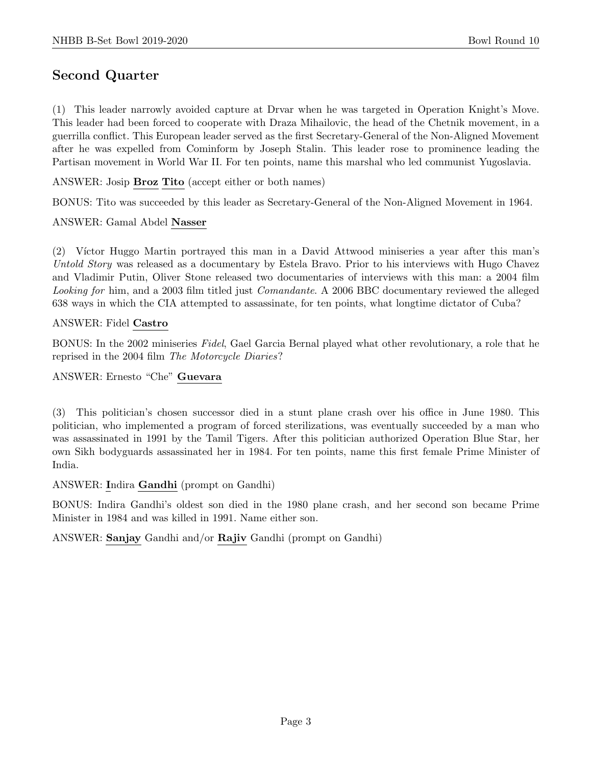## Second Quarter

(1) This leader narrowly avoided capture at Drvar when he was targeted in Operation Knight's Move. This leader had been forced to cooperate with Draza Mihailovic, the head of the Chetnik movement, in a guerrilla conflict. This European leader served as the first Secretary-General of the Non-Aligned Movement after he was expelled from Cominform by Joseph Stalin. This leader rose to prominence leading the Partisan movement in World War II. For ten points, name this marshal who led communist Yugoslavia.

ANSWER: Josip **Broz** **Tito** (accept either or both names)

BONUS: Tito was succeeded by this leader as Secretary-General of the Non-Aligned Movement in 1964.

ANSWER: Gamal Abdel **Nasser**

(2) Víctor Huggo Martin portrayed this man in a David Attwood miniseries a year after this man's *Untold Story* was released as a documentary by Estela Bravo. Prior to his interviews with Hugo Chavez and Vladimir Putin, Oliver Stone released two documentaries of interviews with this man: a 2004 film *Looking for* him, and a 2003 film titled just *Comandante*. A 2006 BBC documentary reviewed the alleged 638 ways in which the CIA attempted to assassinate, for ten points, what longtime dictator of Cuba?

ANSWER: Fidel **Castro**

BONUS: In the 2002 miniseries *Fidel*, Gael Garcia Bernal played what other revolutionary, a role that he reprised in the 2004 film *The Motorcycle Diaries*?

ANSWER: Ernesto "Che" **Guevara**

(3) This politician's chosen successor died in a stunt plane crash over his office in June 1980. This politician, who implemented a program of forced sterilizations, was eventually succeeded by a man who was assassinated in 1991 by the Tamil Tigers. After this politician authorized Operation Blue Star, her own Sikh bodyguards assassinated her in 1984. For ten points, name this first female Prime Minister of India.

ANSWER: **I**ndira **Gandhi** (prompt on Gandhi)

BONUS: Indira Gandhi's oldest son died in the 1980 plane crash, and her second son became Prime Minister in 1984 and was killed in 1991. Name either son.

ANSWER: **Sanjay** Gandhi and/or **Rajiv** Gandhi (prompt on Gandhi)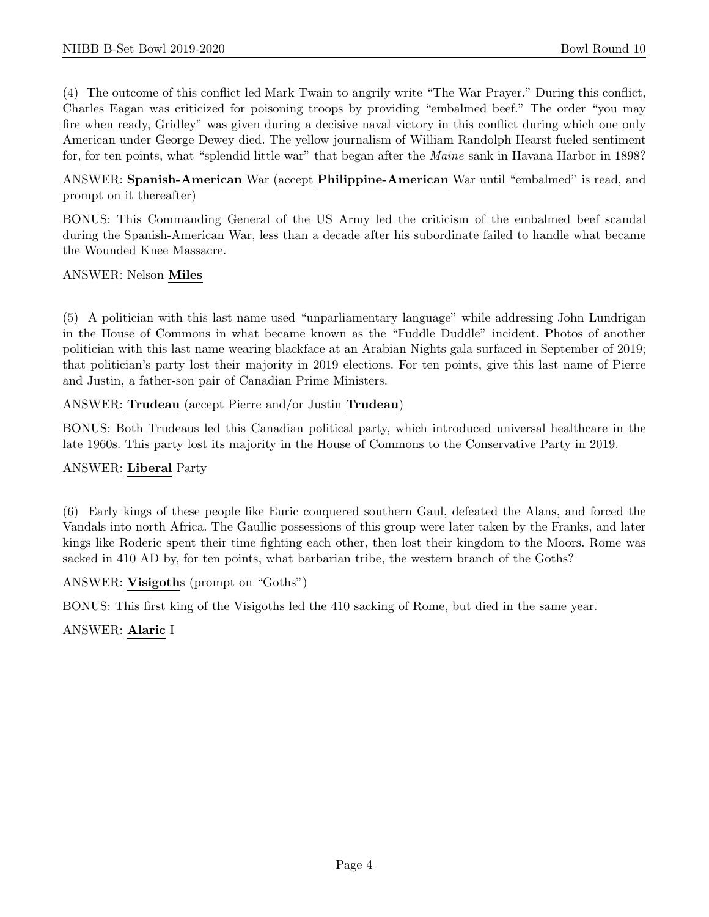(4) The outcome of this conflict led Mark Twain to angrily write "The War Prayer." During this conflict, Charles Eagan was criticized for poisoning troops by providing "embalmed beef." The order "you may fire when ready, Gridley" was given during a decisive naval victory in this conflict during which one only American under George Dewey died. The yellow journalism of William Randolph Hearst fueled sentiment for, for ten points, what "splendid little war" that began after the *Maine* sank in Havana Harbor in 1898?

ANSWER: **Spanish-American** War (accept **Philippine-American** War until "embalmed" is read, and prompt on it thereafter)

BONUS: This Commanding General of the US Army led the criticism of the embalmed beef scandal during the Spanish-American War, less than a decade after his subordinate failed to handle what became the Wounded Knee Massacre.

ANSWER: Nelson **Miles**

(5) A politician with this last name used "unparliamentary language" while addressing John Lundrigan in the House of Commons in what became known as the "Fuddle Duddle" incident. Photos of another politician with this last name wearing blackface at an Arabian Nights gala surfaced in September of 2019; that politician's party lost their majority in 2019 elections. For ten points, give this last name of Pierre and Justin, a father-son pair of Canadian Prime Ministers.

ANSWER: **Trudeau** (accept Pierre and/or Justin **Trudeau**)

BONUS: Both Trudeaus led this Canadian political party, which introduced universal healthcare in the late 1960s. This party lost its majority in the House of Commons to the Conservative Party in 2019.

ANSWER: **Liberal** Party

(6) Early kings of these people like Euric conquered southern Gaul, defeated the Alans, and forced the Vandals into north Africa. The Gaullic possessions of this group were later taken by the Franks, and later kings like Roderic spent their time fighting each other, then lost their kingdom to the Moors. Rome was sacked in 410 AD by, for ten points, what barbarian tribe, the western branch of the Goths?

ANSWER: **Visigoth**s (prompt on "Goths")

BONUS: This first king of the Visigoths led the 410 sacking of Rome, but died in the same year.

ANSWER: **Alaric** I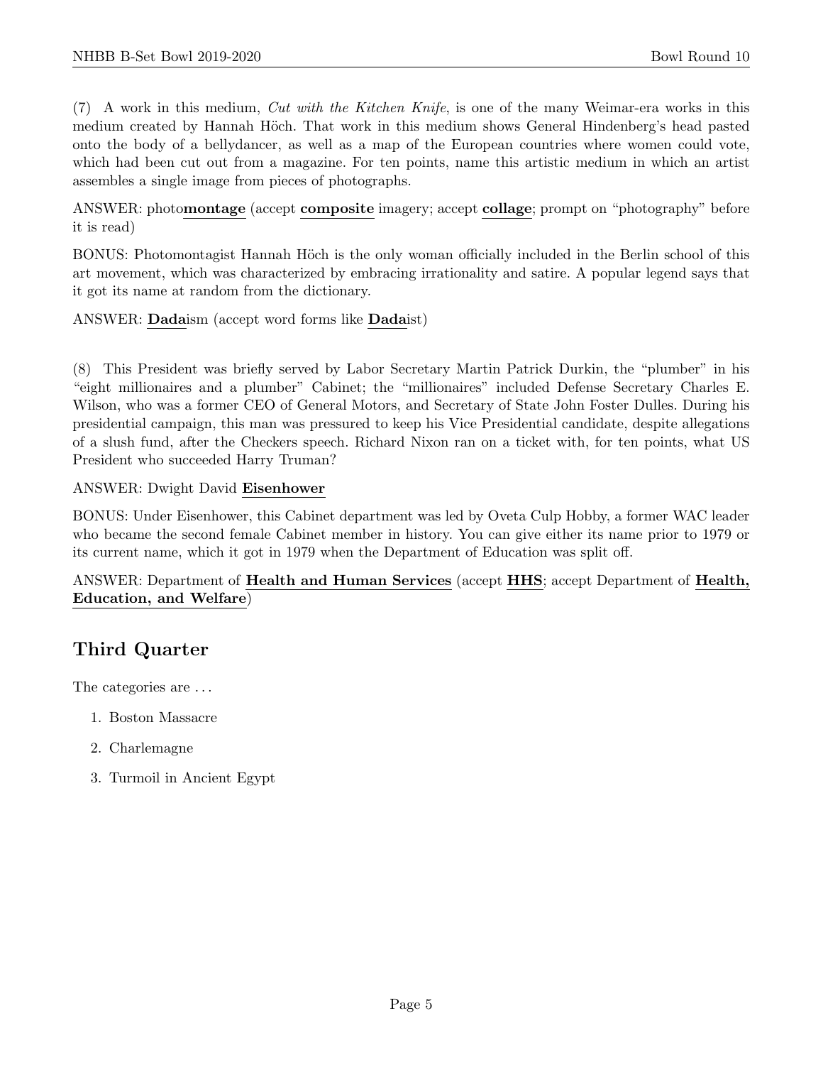(7) A work in this medium, *Cut with the Kitchen Knife*, is one of the many Weimar-era works in this medium created by Hannah Höch. That work in this medium shows General Hindenberg's head pasted onto the body of a bellydancer, as well as a map of the European countries where women could vote, which had been cut out from a magazine. For ten points, name this artistic medium in which an artist assembles a single image from pieces of photographs.

ANSWER: photo**montage** (accept **composite** imagery; accept **collage**; prompt on "photography" before it is read)

BONUS: Photomontagist Hannah Höch is the only woman officially included in the Berlin school of this art movement, which was characterized by embracing irrationality and satire. A popular legend says that it got its name at random from the dictionary.

ANSWER: **Dada**ism (accept word forms like **Dada**ist)

(8) This President was briefly served by Labor Secretary Martin Patrick Durkin, the "plumber" in his "eight millionaires and a plumber" Cabinet; the "millionaires" included Defense Secretary Charles E. Wilson, who was a former CEO of General Motors, and Secretary of State John Foster Dulles. During his presidential campaign, this man was pressured to keep his Vice Presidential candidate, despite allegations of a slush fund, after the Checkers speech. Richard Nixon ran on a ticket with, for ten points, what US President who succeeded Harry Truman?

ANSWER: Dwight David **Eisenhower**

BONUS: Under Eisenhower, this Cabinet department was led by Oveta Culp Hobby, a former WAC leader who became the second female Cabinet member in history. You can give either its name prior to 1979 or its current name, which it got in 1979 when the Department of Education was split off.

ANSWER: Department of **Health and Human Services** (accept **HHS**; accept Department of **Health, Education, and Welfare**)

## Third Quarter

The categories are . . .

1. Boston Massacre
2. Charlemagne
3. Turmoil in Ancient Egypt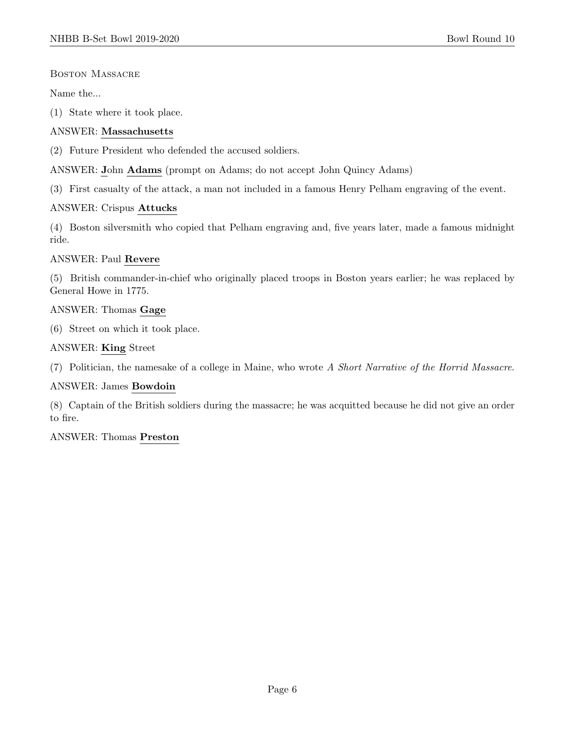## Boston Massacre

Name the...

(1) State where it took place.

ANSWER: **Massachusetts**

(2) Future President who defended the accused soldiers.

ANSWER: **J**ohn **Adams** (prompt on Adams; do not accept John Quincy Adams)

(3) First casualty of the attack, a man not included in a famous Henry Pelham engraving of the event.

ANSWER: Crispus **Attucks**

(4) Boston silversmith who copied that Pelham engraving and, five years later, made a famous midnight ride.

ANSWER: Paul **Revere**

(5) British commander-in-chief who originally placed troops in Boston years earlier; he was replaced by General Howe in 1775.

ANSWER: Thomas **Gage**

(6) Street on which it took place.

ANSWER: **King** Street

(7) Politician, the namesake of a college in Maine, who wrote *A Short Narrative of the Horrid Massacre*.

ANSWER: James **Bowdoin**

(8) Captain of the British soldiers during the massacre; he was acquitted because he did not give an order to fire.

ANSWER: Thomas **Preston**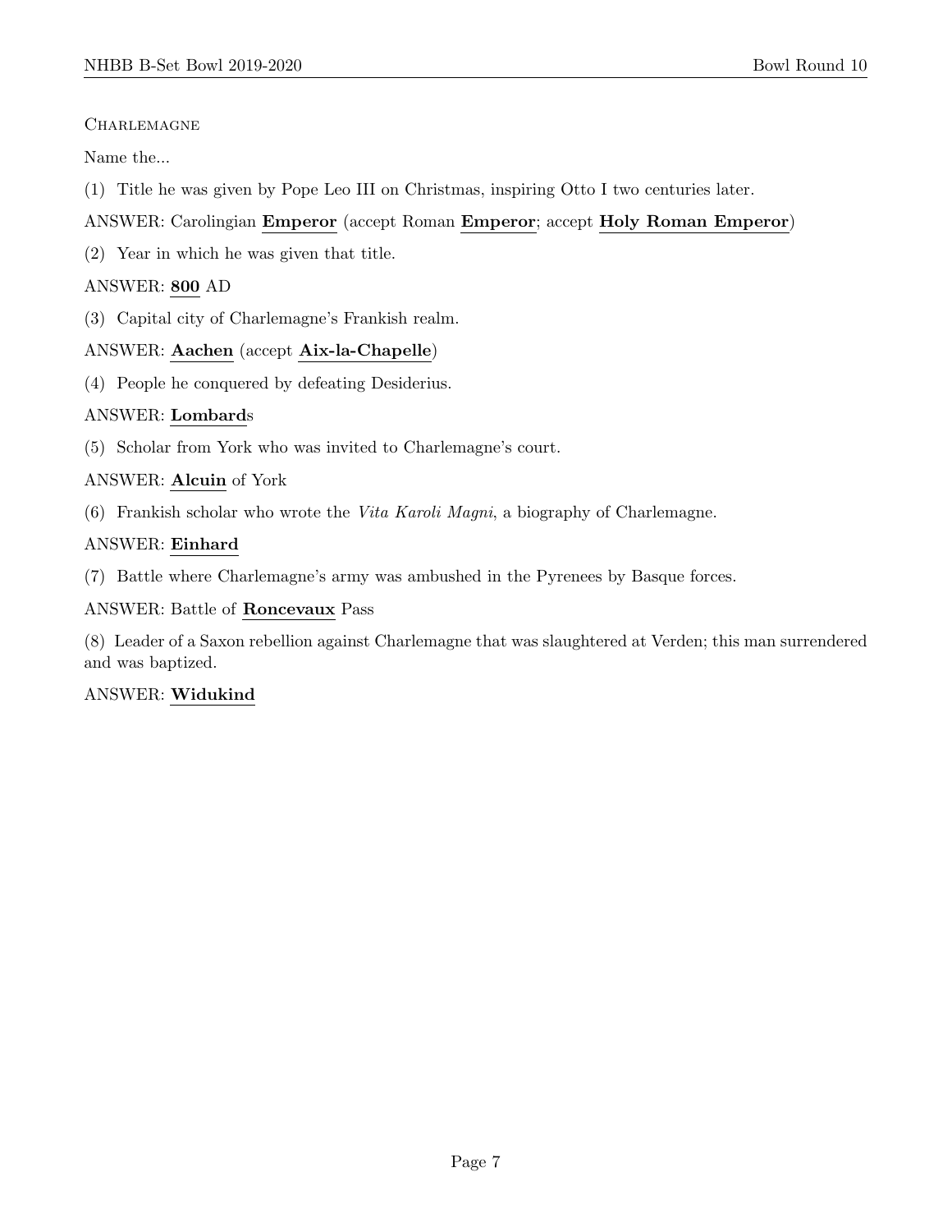Charlemagne

Name the...

(1) Title he was given by Pope Leo III on Christmas, inspiring Otto I two centuries later.

ANSWER: Carolingian **Emperor** (accept Roman **Emperor**; accept **Holy Roman Emperor**)

(2) Year in which he was given that title.

ANSWER: **800** AD

(3) Capital city of Charlemagne's Frankish realm.

ANSWER: **Aachen** (accept **Aix-la-Chapelle**)

(4) People he conquered by defeating Desiderius.

ANSWER: **Lombard**s

(5) Scholar from York who was invited to Charlemagne's court.

ANSWER: **Alcuin** of York

(6) Frankish scholar who wrote the *Vita Karoli Magni*, a biography of Charlemagne.

ANSWER: **Einhard**

(7) Battle where Charlemagne's army was ambushed in the Pyrenees by Basque forces.

ANSWER: Battle of **Roncevaux** Pass

(8) Leader of a Saxon rebellion against Charlemagne that was slaughtered at Verden; this man surrendered and was baptized.

ANSWER: **Widukind**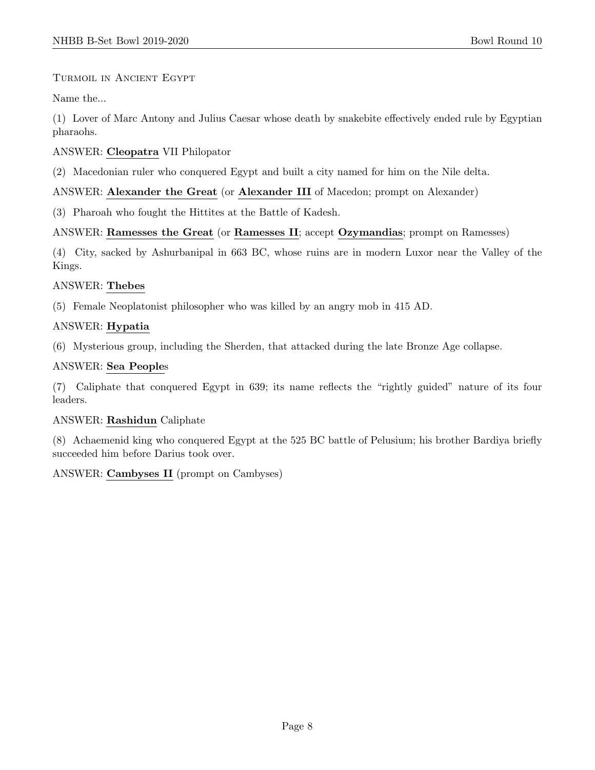Turmoil in Ancient Egypt

Name the...

(1) Lover of Marc Antony and Julius Caesar whose death by snakebite effectively ended rule by Egyptian pharaohs.

ANSWER: **Cleopatra** VII Philopator

(2) Macedonian ruler who conquered Egypt and built a city named for him on the Nile delta.

ANSWER: **Alexander the Great** (or **Alexander III** of Macedon; prompt on Alexander)

(3) Pharoah who fought the Hittites at the Battle of Kadesh.

ANSWER: **Ramesses the Great** (or **Ramesses II**; accept **Ozymandias**; prompt on Ramesses)

(4) City, sacked by Ashurbanipal in 663 BC, whose ruins are in modern Luxor near the Valley of the Kings.

ANSWER: **Thebes**

(5) Female Neoplatonist philosopher who was killed by an angry mob in 415 AD.

ANSWER: **Hypatia**

(6) Mysterious group, including the Sherden, that attacked during the late Bronze Age collapse.

ANSWER: **Sea People**s

(7) Caliphate that conquered Egypt in 639; its name reflects the "rightly guided" nature of its four leaders.

ANSWER: **Rashidun** Caliphate

(8) Achaemenid king who conquered Egypt at the 525 BC battle of Pelusium; his brother Bardiya briefly succeeded him before Darius took over.

ANSWER: **Cambyses II** (prompt on Cambyses)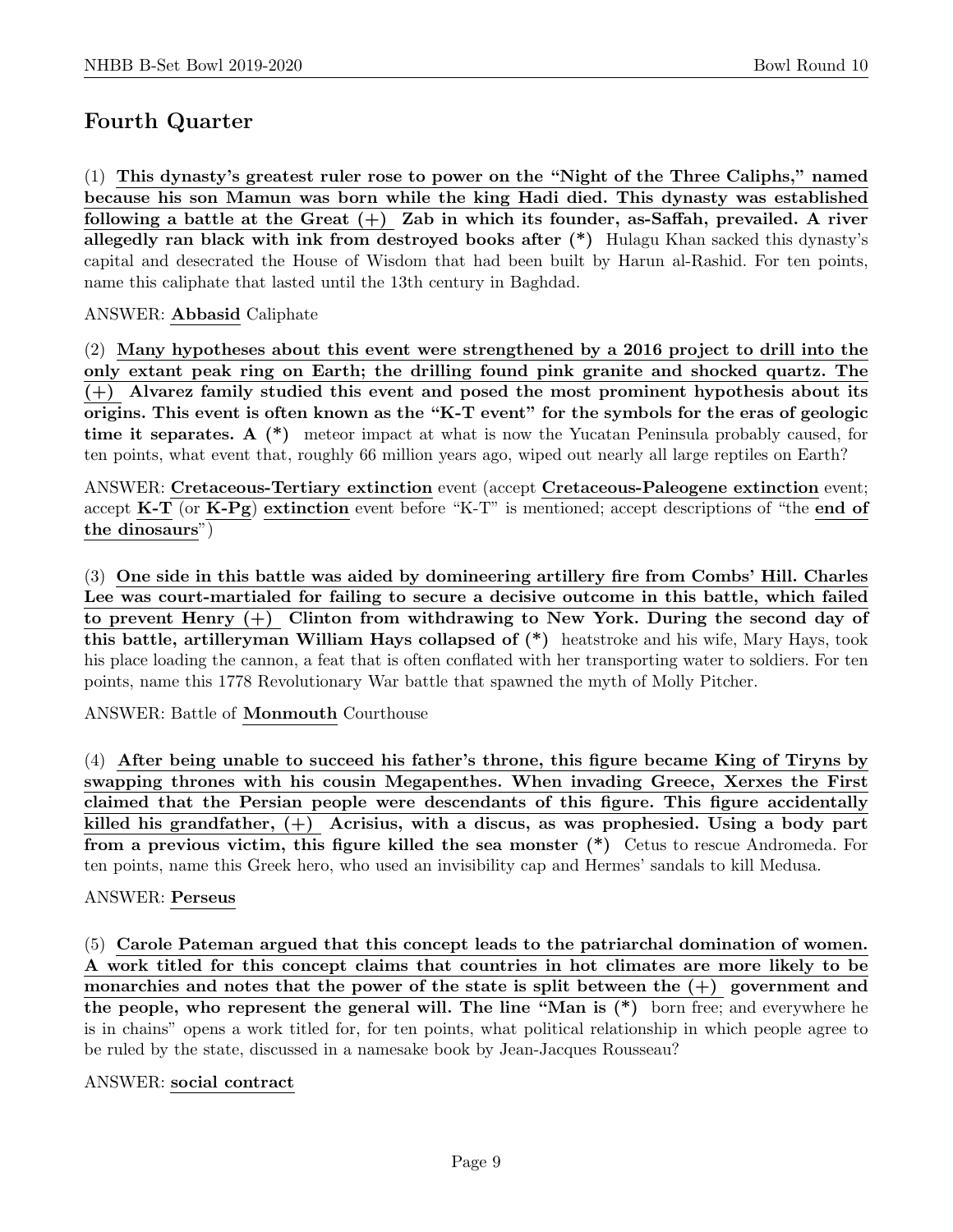## Fourth Quarter

(1) **This dynasty's greatest ruler rose to power on the "Night of the Three Caliphs," named because his son Mamun was born while the king Hadi died. This dynasty was established following a battle at the Great (+) Zab in which its founder, as-Saffah, prevailed. A river allegedly ran black with ink from destroyed books after (\*)** Hulagu Khan sacked this dynasty's capital and desecrated the House of Wisdom that had been built by Harun al-Rashid. For ten points, name this caliphate that lasted until the 13th century in Baghdad.

ANSWER: **Abbasid** Caliphate

(2) **Many hypotheses about this event were strengthened by a 2016 project to drill into the only extant peak ring on Earth; the drilling found pink granite and shocked quartz. The (+) Alvarez family studied this event and posed the most prominent hypothesis about its origins. This event is often known as the "K-T event" for the symbols for the eras of geologic time it separates. A (\*)** meteor impact at what is now the Yucatan Peninsula probably caused, for ten points, what event that, roughly 66 million years ago, wiped out nearly all large reptiles on Earth?

ANSWER: **Cretaceous-Tertiary extinction** event (accept **Cretaceous-Paleogene extinction** event; accept **K-T** (or **K-Pg**) **extinction** event before "K-T" is mentioned; accept descriptions of "the **end of the dinosaurs**")

(3) **One side in this battle was aided by domineering artillery fire from Combs' Hill. Charles Lee was court-martialed for failing to secure a decisive outcome in this battle, which failed to prevent Henry (+) Clinton from withdrawing to New York. During the second day of this battle, artilleryman William Hays collapsed of (\*)** heatstroke and his wife, Mary Hays, took his place loading the cannon, a feat that is often conflated with her transporting water to soldiers. For ten points, name this 1778 Revolutionary War battle that spawned the myth of Molly Pitcher.

ANSWER: Battle of **Monmouth** Courthouse

(4) **After being unable to succeed his father's throne, this figure became King of Tiryns by swapping thrones with his cousin Megapenthes. When invading Greece, Xerxes the First claimed that the Persian people were descendants of this figure. This figure accidentally killed his grandfather, (+) Acrisius, with a discus, as was prophesied. Using a body part from a previous victim, this figure killed the sea monster (\*)** Cetus to rescue Andromeda. For ten points, name this Greek hero, who used an invisibility cap and Hermes' sandals to kill Medusa.

ANSWER: **Perseus**

(5) **Carole Pateman argued that this concept leads to the patriarchal domination of women. A work titled for this concept claims that countries in hot climates are more likely to be monarchies and notes that the power of the state is split between the (+) government and the people, who represent the general will. The line "Man is (\*)** born free; and everywhere he is in chains" opens a work titled for, for ten points, what political relationship in which people agree to be ruled by the state, discussed in a namesake book by Jean-Jacques Rousseau?

ANSWER: **social contract**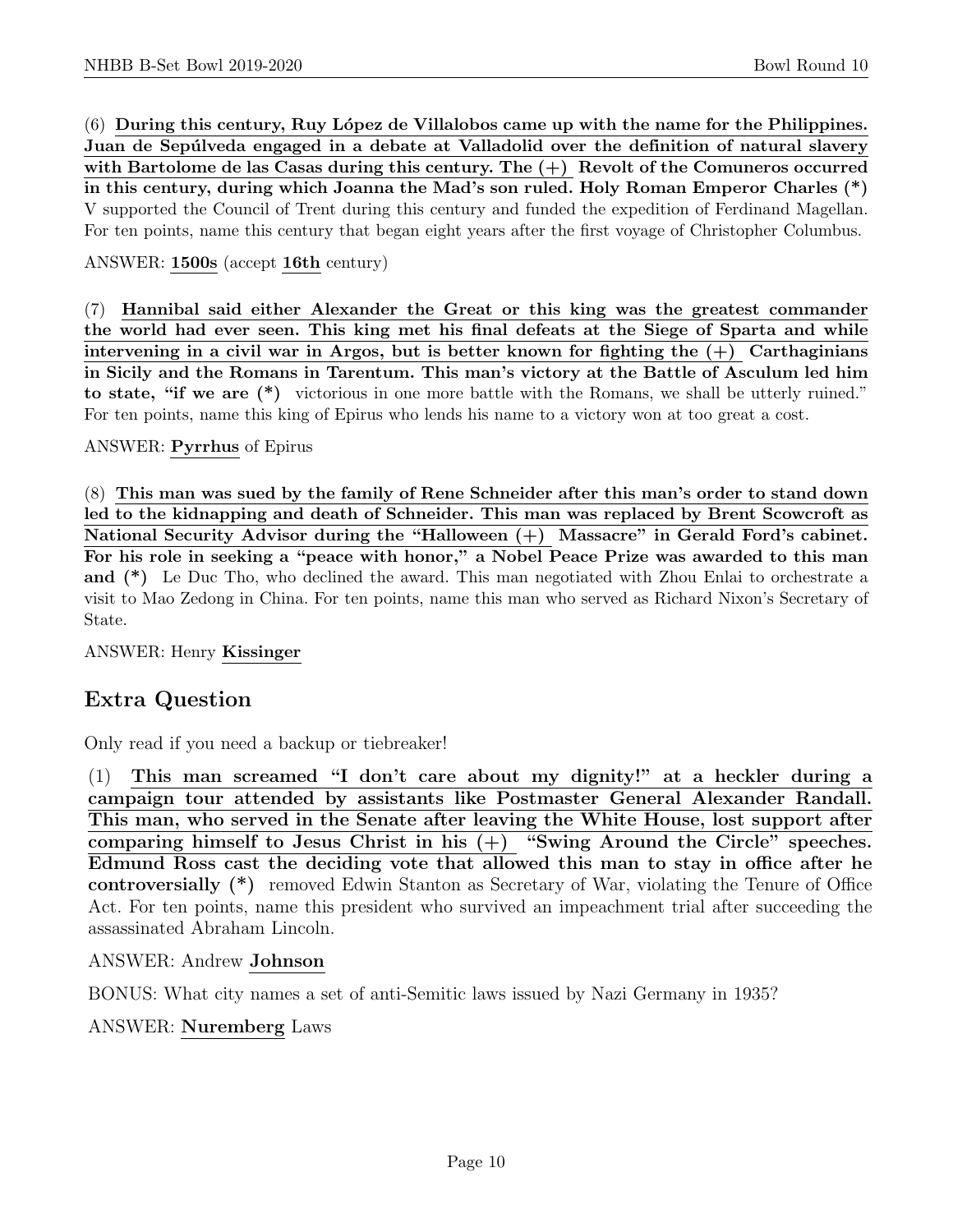(6) **During this century, Ruy López de Villalobos came up with the name for the Philippines. Juan de Sepúlveda engaged in a debate at Valladolid over the definition of natural slavery with Bartolome de las Casas during this century. The (+) Revolt of the Comuneros occurred in this century, during which Joanna the Mad's son ruled. Holy Roman Emperor Charles (*)** V supported the Council of Trent during this century and funded the expedition of Ferdinand Magellan. For ten points, name this century that began eight years after the first voyage of Christopher Columbus.

ANSWER: **1500s** (accept **16th** century)

(7) **Hannibal said either Alexander the Great or this king was the greatest commander the world had ever seen. This king met his final defeats at the Siege of Sparta and while intervening in a civil war in Argos, but is better known for fighting the (+) Carthaginians in Sicily and the Romans in Tarentum. This man's victory at the Battle of Asculum led him to state, "if we are (*)** victorious in one more battle with the Romans, we shall be utterly ruined." For ten points, name this king of Epirus who lends his name to a victory won at too great a cost.

ANSWER: **Pyrrhus** of Epirus

(8) **This man was sued by the family of Rene Schneider after this man's order to stand down led to the kidnapping and death of Schneider. This man was replaced by Brent Scowcroft as National Security Advisor during the "Halloween (+) Massacre" in Gerald Ford's cabinet. For his role in seeking a "peace with honor," a Nobel Peace Prize was awarded to this man and (*)** Le Duc Tho, who declined the award. This man negotiated with Zhou Enlai to orchestrate a visit to Mao Zedong in China. For ten points, name this man who served as Richard Nixon's Secretary of State.

ANSWER: Henry **Kissinger**

## Extra Question

Only read if you need a backup or tiebreaker!

(1) **This man screamed "I don't care about my dignity!" at a heckler during a campaign tour attended by assistants like Postmaster General Alexander Randall. This man, who served in the Senate after leaving the White House, lost support after comparing himself to Jesus Christ in his (+) "Swing Around the Circle" speeches. Edmund Ross cast the deciding vote that allowed this man to stay in office after he controversially (*)** removed Edwin Stanton as Secretary of War, violating the Tenure of Office Act. For ten points, name this president who survived an impeachment trial after succeeding the assassinated Abraham Lincoln.

ANSWER: Andrew **Johnson**

BONUS: What city names a set of anti-Semitic laws issued by Nazi Germany in 1935?

ANSWER: **Nuremberg** Laws